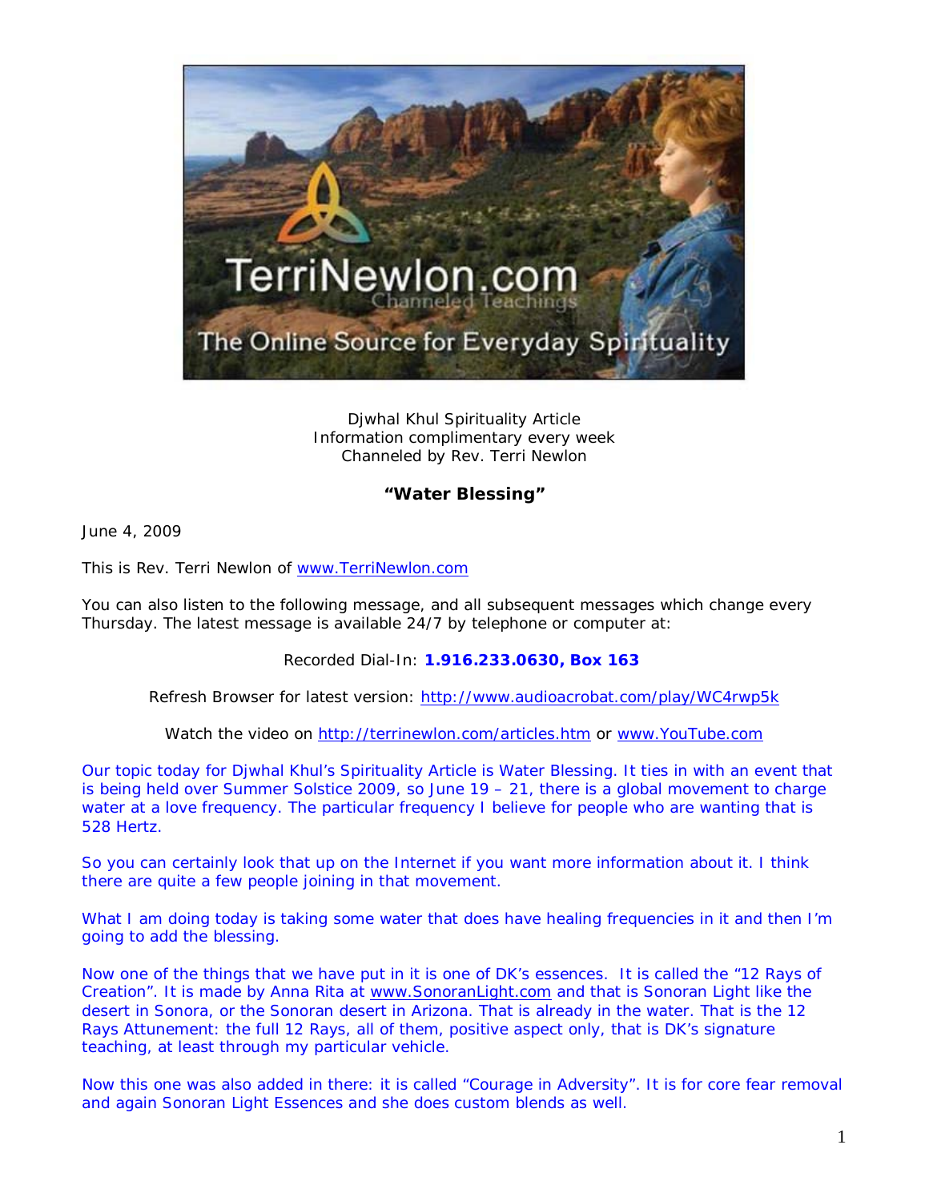Djwhal Khul Spirituality Article
Information complimentary every week
Channeled by Rev. Terri Newlon

**"Water Blessing"**

June 4, 2009

This is Rev. Terri Newlon of www.TerriNewlon.com

You can also listen to the following message, and all subsequent messages which change every Thursday. The latest message is available 24/7 by telephone or computer at:

Recorded Dial-In: **1.916.233.0630, Box 163**

Refresh Browser for latest version: http://www.audioacrobat.com/play/WC4rwp5k

Watch the video on http://terrinewlon.com/articles.htm or www.YouTube.com

Our topic today for Djwhal Khul's Spirituality Article is Water Blessing. It ties in with an event that is being held over Summer Solstice 2009, so June 19 – 21, there is a global movement to charge water at a love frequency. The particular frequency I believe for people who are wanting that is 528 Hertz.

So you can certainly look that up on the Internet if you want more information about it. I think there are quite a few people joining in that movement.

What I am doing today is taking some water that does have healing frequencies in it and then I'm going to add the blessing.

Now one of the things that we have put in it is one of DK's essences. It is called the "12 Rays of Creation". It is made by Anna Rita at www.SonoranLight.com and that is Sonoran Light like the desert in Sonora, or the Sonoran desert in Arizona. That is already in the water. That is the 12 Rays Attunement: the full 12 Rays, all of them, positive aspect only, that is DK's signature teaching, at least through my particular vehicle.

Now this one was also added in there: it is called "Courage in Adversity". It is for core fear removal and again Sonoran Light Essences and she does custom blends as well.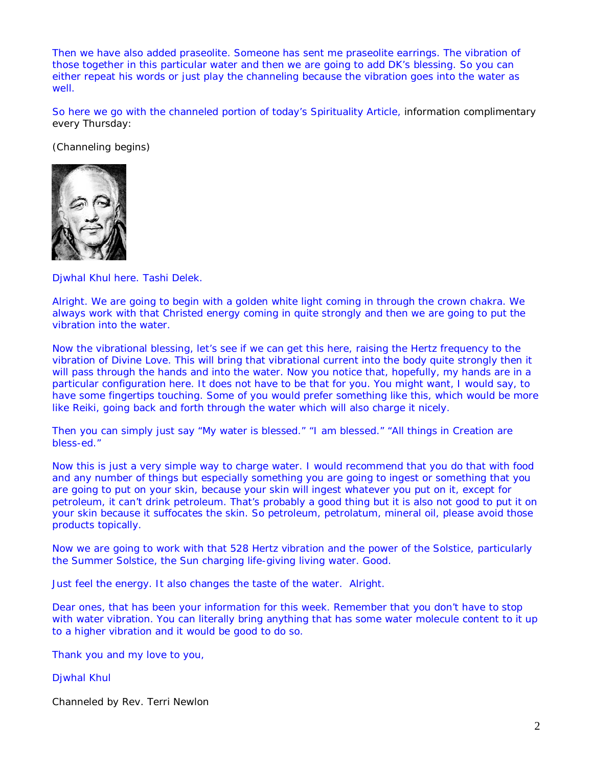Then we have also added praseolite. Someone has sent me praseolite earrings. The vibration of those together in this particular water and then we are going to add DK's blessing. So you can either repeat his words or just play the channeling because the vibration goes into the water as well.

So here we go with the channeled portion of today's Spirituality Article, information complimentary every Thursday:

*(Channeling begins)*

Djwhal Khul here. Tashi Delek.

Alright. We are going to begin with a golden white light coming in through the crown chakra. We always work with that Christed energy coming in quite strongly and then we are going to put the vibration into the water.

Now the vibrational blessing, let's see if we can get this here, raising the Hertz frequency to the vibration of Divine Love. This will bring that vibrational current into the body quite strongly then it will pass through the hands and into the water. Now you notice that, hopefully, my hands are in a particular configuration here. It does not have to be that for you. You might want, I would say, to have some fingertips touching. Some of you would prefer something like this, which would be more like Reiki, going back and forth through the water which will also charge it nicely.

Then you can simply just say "My water is blessed." "I am blessed." "All things in Creation are bless-ed."

Now this is just a very simple way to charge water. I would recommend that you do that with food and any number of things but especially something you are going to ingest or something that you are going to put on your skin, because your skin will ingest whatever you put on it, except for petroleum, it can't drink petroleum. That's probably a good thing but it is also not good to put it on your skin because it suffocates the skin. So petroleum, petrolatum, mineral oil, please avoid those products topically.

Now we are going to work with that 528 Hertz vibration and the power of the Solstice, particularly the Summer Solstice, the Sun charging life-giving living water. Good.

Just feel the energy. It also changes the taste of the water. Alright.

Dear ones, that has been your information for this week. Remember that you don't have to stop with water vibration. You can literally bring anything that has some water molecule content to it up to a higher vibration and it would be good to do so.

Thank you and my love to you,

Djwhal Khul

Channeled by Rev. Terri Newlon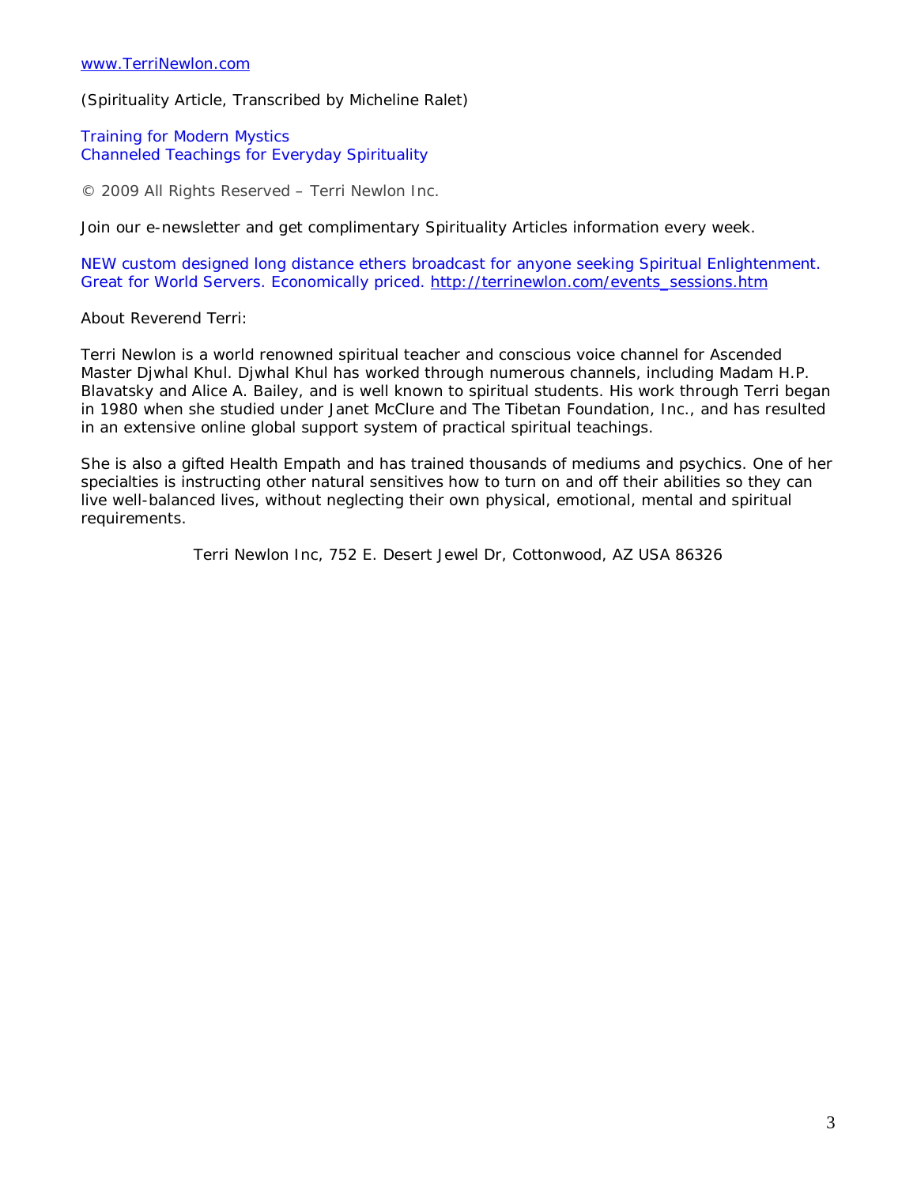www.TerriNewlon.com

(Spirituality Article, Transcribed by Micheline Ralet)

Training for Modern Mystics
Channeled Teachings for Everyday Spirituality

© 2009 All Rights Reserved – Terri Newlon Inc.

Join our e-newsletter and get complimentary Spirituality Articles information every week.

NEW custom designed long distance ethers broadcast for anyone seeking Spiritual Enlightenment. Great for World Servers. Economically priced. http://terrinewlon.com/events_sessions.htm

About Reverend Terri:

Terri Newlon is a world renowned spiritual teacher and conscious voice channel for Ascended Master Djwhal Khul. Djwhal Khul has worked through numerous channels, including Madam H.P. Blavatsky and Alice A. Bailey, and is well known to spiritual students. His work through Terri began in 1980 when she studied under Janet McClure and The Tibetan Foundation, Inc., and has resulted in an extensive online global support system of practical spiritual teachings.

She is also a gifted Health Empath and has trained thousands of mediums and psychics. One of her specialties is instructing other natural sensitives how to turn on and off their abilities so they can live well-balanced lives, without neglecting their own physical, emotional, mental and spiritual requirements.

Terri Newlon Inc, 752 E. Desert Jewel Dr, Cottonwood, AZ USA 86326